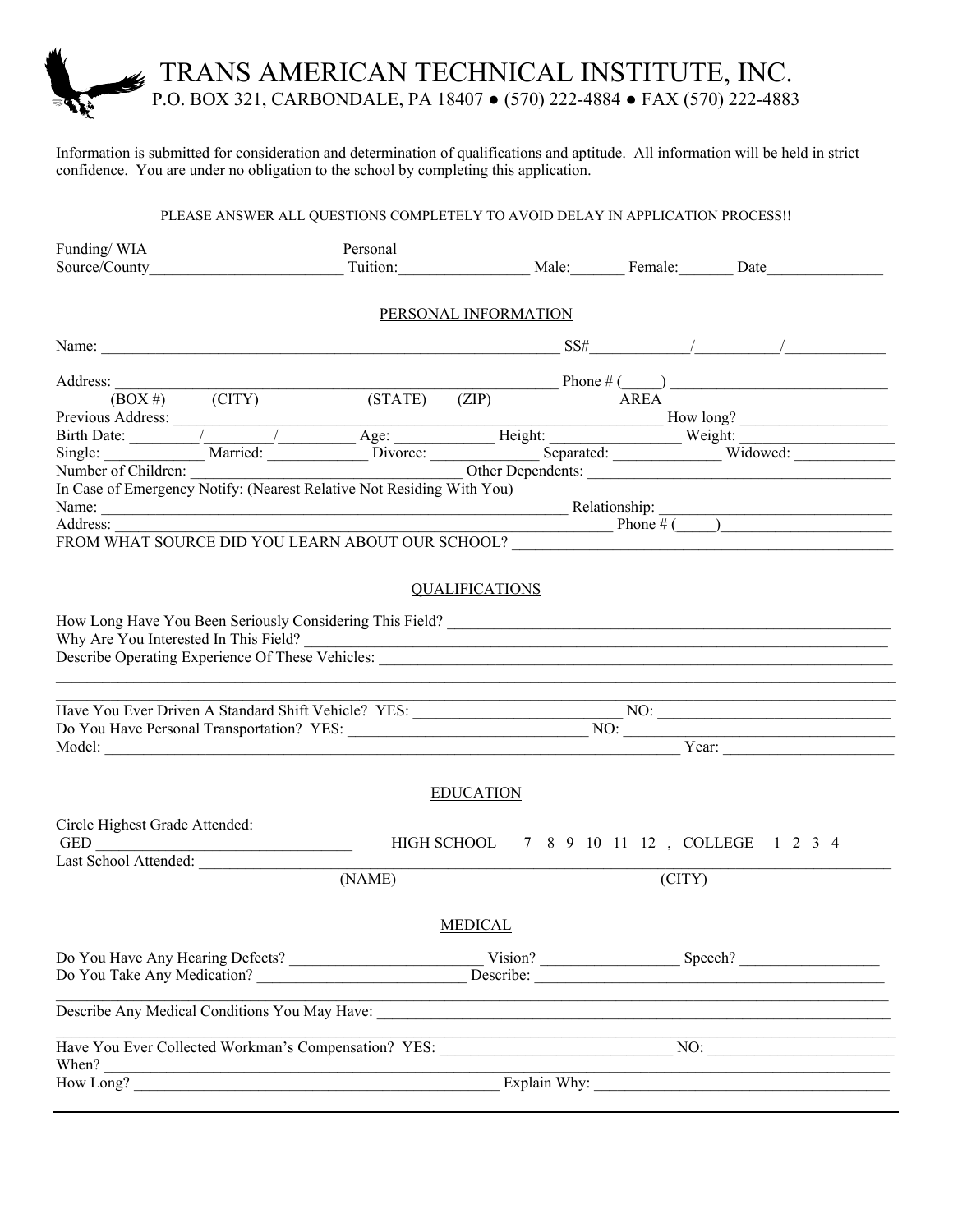# TRANS AMERICAN TECHNICAL INSTITUTE, INC.

P.O. BOX 321, CARBONDALE, PA 18407 ● (570) 222-4884 ● FAX (570) 222-4883

Information is submitted for consideration and determination of qualifications and aptitude. All information will be held in strict confidence. You are under no obligation to the school by completing this application.

PLEASE ANSWER ALL QUESTIONS COMPLETELY TO AVOID DELAY IN APPLICATION PROCESS!!

Funding/ WIA Source/County_________________________ Personal Tuition:_________________ Male:_______ Female:_______ Date_______________

## PERSONAL INFORMATION

Name: ______________________________________________________________ SS#____________/__________/_____________

Address: ____________________________________________________________ Phone # (_____) ___________________________
(BOX #) (CITY) (STATE) (ZIP) AREA

Previous Address: _____________________________________________________________ How long? ___________________

Birth Date: ________/________/_________ Age: ____________ Height: ________________ Weight: ___________________

Single: _____________ Married: _____________ Divorce: ______________ Separated: _____________ Widowed: _____________

Number of Children: ___________________________________ Other Dependents: _______________________________________

In Case of Emergency Notify: (Nearest Relative Not Residing With You)

Name: _______________________________________________________________ Relationship: ___________________________

Address: _________________________________________________________________ Phone # (_____)_____________________

FROM WHAT SOURCE DID YOU LEARN ABOUT OUR SCHOOL? ______________________________________________

## QUALIFICATIONS

How Long Have You Been Seriously Considering This Field? _________________________________________________________

Why Are You Interested In This Field? _________________________________________________________________________

Describe Operating Experience Of These Vehicles: _______________________________________________________________

_________________________________________________________________________________________________________

Have You Ever Driven A Standard Shift Vehicle? YES: ___________________________ NO: ______________________________

Do You Have Personal Transportation? YES: _______________________________ NO: __________________________________

Model: ____________________________________________________________________ Year: ______________________

## EDUCATION

Circle Highest Grade Attended:

GED _________________________________ HIGH SCHOOL – 7 8 9 10 11 12 , COLLEGE – 1 2 3 4

Last School Attended: ________________________________________________________________________________________
(NAME) (CITY)

## MEDICAL

Do You Have Any Hearing Defects? _________________________ Vision? _________________ Speech? __________________

Do You Take Any Medication? ___________________________ Describe: _______________________________________________

_________________________________________________________________________________________________________

Describe Any Medical Conditions You May Have: _________________________________________________________________

_________________________________________________________________________________________________________

Have You Ever Collected Workman's Compensation? YES: _____________________________ NO: ________________________

When? ___________________________________________________________________________________________________

How Long? _______________________________________________ Explain Why: _______________________________________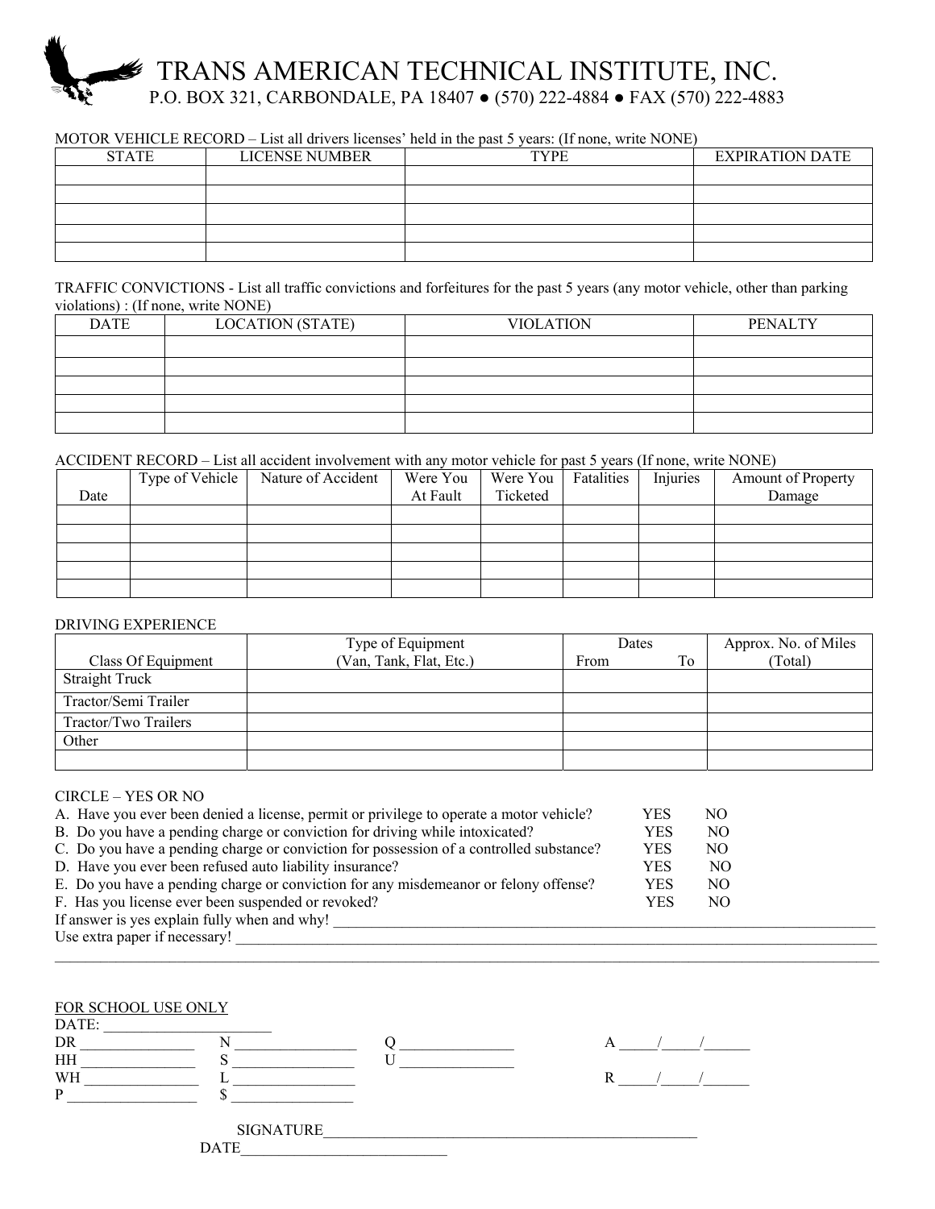# TRANS AMERICAN TECHNICAL INSTITUTE, INC.

P.O. BOX 321, CARBONDALE, PA 18407 ● (570) 222-4884 ● FAX (570) 222-4883

MOTOR VEHICLE RECORD – List all drivers licenses' held in the past 5 years: (If none, write NONE)

| STATE | LICENSE NUMBER | TYPE | EXPIRATION DATE |
|---|---|---|---|
| | | | |
| | | | |
| | | | |
| | | | |
| | | | |

TRAFFIC CONVICTIONS - List all traffic convictions and forfeitures for the past 5 years (any motor vehicle, other than parking violations) : (If none, write NONE)

| DATE | LOCATION (STATE) | VIOLATION | PENALTY |
|---|---|---|---|
| | | | |
| | | | |
| | | | |
| | | | |
| | | | |

ACCIDENT RECORD – List all accident involvement with any motor vehicle for past 5 years (If none, write NONE)

| Date | Type of Vehicle | Nature of Accident | Were You At Fault | Were You Ticketed | Fatalities | Injuries | Amount of Property Damage |
|---|---|---|---|---|---|---|---|
| | | | | | | | |
| | | | | | | | |
| | | | | | | | |
| | | | | | | | |
| | | | | | | | |

DRIVING EXPERIENCE

| Class Of Equipment | Type of Equipment (Van, Tank, Flat, Etc.) | Dates From To | Approx. No. of Miles (Total) |
|---|---|---|---|
| Straight Truck | | | |
| Tractor/Semi Trailer | | | |
| Tractor/Two Trailers | | | |
| Other | | | |
| | | | |

CIRCLE – YES OR NO

A. Have you ever been denied a license, permit or privilege to operate a motor vehicle? YES NO

B. Do you have a pending charge or conviction for driving while intoxicated? YES NO

C. Do you have a pending charge or conviction for possession of a controlled substance? YES NO

D. Have you ever been refused auto liability insurance? YES NO

E. Do you have a pending charge or conviction for any misdemeanor or felony offense? YES NO

F. Has you license ever been suspended or revoked? YES NO

If answer is yes explain fully when and why! \_\_\_\_\_\_\_\_\_\_\_\_\_\_\_\_\_\_\_\_\_\_\_\_\_\_\_\_\_\_\_\_\_\_\_\_\_\_\_\_

Use extra paper if necessary! \_\_\_\_\_\_\_\_\_\_\_\_\_\_\_\_\_\_\_\_\_\_\_\_\_\_\_\_\_\_\_\_\_\_\_\_\_\_\_\_

FOR SCHOOL USE ONLY

DATE: \_\_\_\_\_\_\_\_\_\_\_\_\_\_\_\_\_\_\_\_

DR \_\_\_\_\_\_\_\_\_\_ N \_\_\_\_\_\_\_\_\_\_ Q \_\_\_\_\_\_\_\_\_\_ A \_\_\_\_/\_\_\_\_/\_\_\_\_

HH \_\_\_\_\_\_\_\_\_\_ S \_\_\_\_\_\_\_\_\_\_ U \_\_\_\_\_\_\_\_\_\_

WH \_\_\_\_\_\_\_\_\_\_ L \_\_\_\_\_\_\_\_\_\_ R \_\_\_\_/\_\_\_\_/\_\_\_\_

P \_\_\_\_\_\_\_\_\_\_ $ \_\_\_\_\_\_\_\_\_\_

SIGNATURE\_\_\_\_\_\_\_\_\_\_\_\_\_\_\_\_\_\_\_\_\_\_\_\_\_\_\_\_\_\_\_\_\_\_\_\_\_\_\_\_

DATE\_\_\_\_\_\_\_\_\_\_\_\_\_\_\_\_\_\_\_\_\_\_\_\_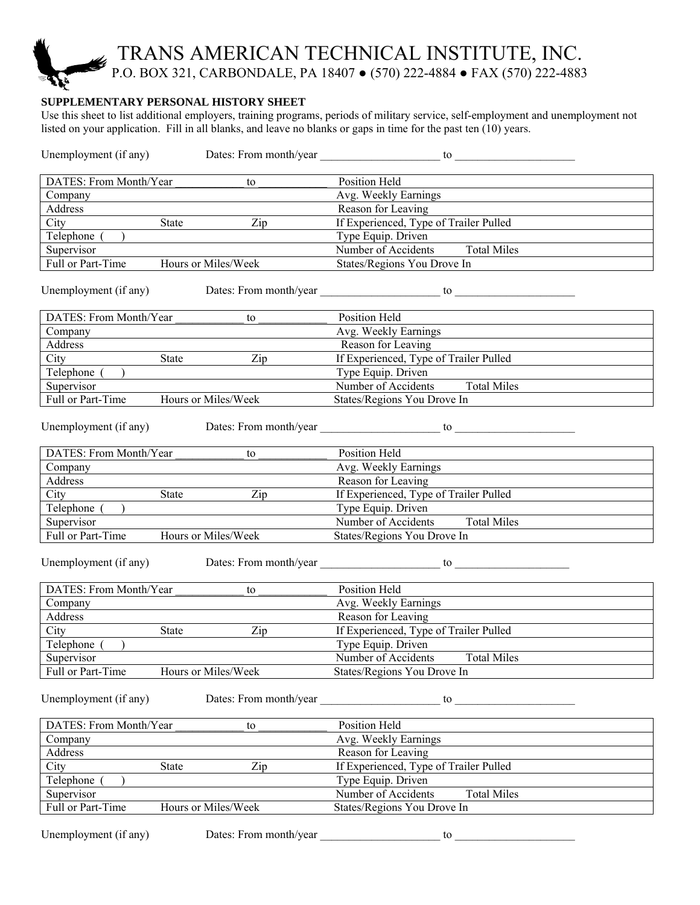# TRANS AMERICAN TECHNICAL INSTITUTE, INC.

P.O. BOX 321, CARBONDALE, PA 18407 ● (570) 222-4884 ● FAX (570) 222-4883

**SUPPLEMENTARY PERSONAL HISTORY SHEET**

Use this sheet to list additional employers, training programs, periods of military service, self-employment and unemployment not listed on your application. Fill in all blanks, and leave no blanks or gaps in time for the past ten (10) years.

Unemployment (if any) Dates: From month/year ____________________ to ____________________

| | |
|---|---|
| DATES: From Month/Year ____________ to ____________ | Position Held |
| Company | Avg. Weekly Earnings |
| Address | Reason for Leaving |
| City State Zip | If Experienced, Type of Trailer Pulled |
| Telephone ( ) | Type Equip. Driven |
| Supervisor | Number of Accidents Total Miles |
| Full or Part-Time Hours or Miles/Week | States/Regions You Drove In |

Unemployment (if any) Dates: From month/year ____________________ to ____________________

| | |
|---|---|
| DATES: From Month/Year ____________ to ____________ | Position Held |
| Company | Avg. Weekly Earnings |
| Address | Reason for Leaving |
| City State Zip | If Experienced, Type of Trailer Pulled |
| Telephone ( ) | Type Equip. Driven |
| Supervisor | Number of Accidents Total Miles |
| Full or Part-Time Hours or Miles/Week | States/Regions You Drove In |

Unemployment (if any) Dates: From month/year ____________________ to ____________________

| | |
|---|---|
| DATES: From Month/Year ____________ to ____________ | Position Held |
| Company | Avg. Weekly Earnings |
| Address | Reason for Leaving |
| City State Zip | If Experienced, Type of Trailer Pulled |
| Telephone ( ) | Type Equip. Driven |
| Supervisor | Number of Accidents Total Miles |
| Full or Part-Time Hours or Miles/Week | States/Regions You Drove In |

Unemployment (if any) Dates: From month/year ____________________ to ____________________

| | |
|---|---|
| DATES: From Month/Year ____________ to ____________ | Position Held |
| Company | Avg. Weekly Earnings |
| Address | Reason for Leaving |
| City State Zip | If Experienced, Type of Trailer Pulled |
| Telephone ( ) | Type Equip. Driven |
| Supervisor | Number of Accidents Total Miles |
| Full or Part-Time Hours or Miles/Week | States/Regions You Drove In |

Unemployment (if any) Dates: From month/year ____________________ to ____________________

| | |
|---|---|
| DATES: From Month/Year ____________ to ____________ | Position Held |
| Company | Avg. Weekly Earnings |
| Address | Reason for Leaving |
| City State Zip | If Experienced, Type of Trailer Pulled |
| Telephone ( ) | Type Equip. Driven |
| Supervisor | Number of Accidents Total Miles |
| Full or Part-Time Hours or Miles/Week | States/Regions You Drove In |

Unemployment (if any) Dates: From month/year ____________________ to ____________________